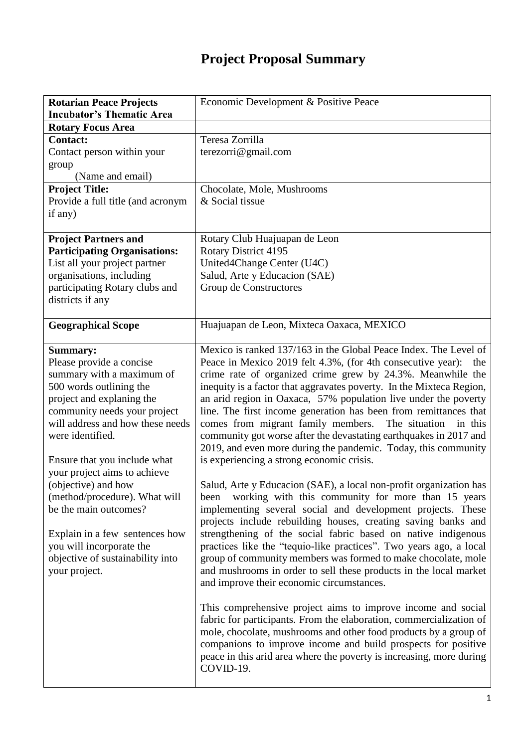# Project Proposal Summary

| | |
|---|---|
| **Rotarian Peace Projects Incubator's Thematic Area** | Economic Development & Positive Peace |
| **Rotary Focus Area** | |
| **Contact:**<br>Contact person within your group<br>(Name and email) | Teresa Zorrilla<br>terezorri@gmail.com |
| **Project Title:**<br>Provide a full title (and acronym if any) | Chocolate, Mole, Mushrooms<br>& Social tissue |
| **Project Partners and Participating Organisations:**<br>List all your project partner organisations, including participating Rotary clubs and districts if any | Rotary Club Huajuapan de Leon<br>Rotary District 4195<br>United4Change Center (U4C)<br>Salud, Arte y Educacion (SAE)<br>Group de Constructores |
| **Geographical Scope** | Huajuapan de Leon, Mixteca Oaxaca, MEXICO |
| **Summary:**<br>Please provide a concise summary with a maximum of 500 words outlining the project and explaning the community needs your project will address and how these needs were identified.<br><br>Ensure that you include what your project aims to achieve (objective) and how (method/procedure). What will be the main outcomes?<br><br>Explain in a few sentences how you will incorporate the objective of sustainability into your project. | Mexico is ranked 137/163 in the Global Peace Index. The Level of Peace in Mexico 2019 felt 4.3%, (for 4th consecutive year): the crime rate of organized crime grew by 24.3%. Meanwhile the inequity is a factor that aggravates poverty. In the Mixteca Region, an arid region in Oaxaca, 57% population live under the poverty line. The first income generation has been from remittances that comes from migrant family members. The situation in this community got worse after the devastating earthquakes in 2017 and 2019, and even more during the pandemic. Today, this community is experiencing a strong economic crisis.<br><br>Salud, Arte y Educacion (SAE), a local non-profit organization has been working with this community for more than 15 years implementing several social and development projects. These projects include rebuilding houses, creating saving banks and strengthening of the social fabric based on native indigenous practices like the "tequio-like practices". Two years ago, a local group of community members was formed to make chocolate, mole and mushrooms in order to sell these products in the local market and improve their economic circumstances.<br><br>This comprehensive project aims to improve income and social fabric for participants. From the elaboration, commercialization of mole, chocolate, mushrooms and other food products by a group of companions to improve income and build prospects for positive peace in this arid area where the poverty is increasing, more during COVID-19. |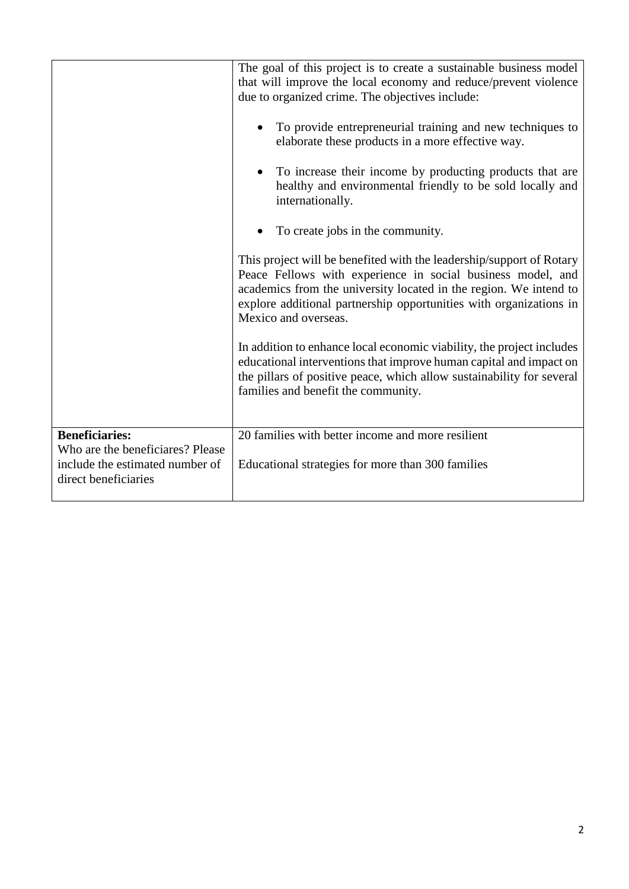| | |
|---|---|
| | The goal of this project is to create a sustainable business model that will improve the local economy and reduce/prevent violence due to organized crime. The objectives include:<br><br>• To provide entrepreneurial training and new techniques to elaborate these products in a more effective way.<br><br>• To increase their income by producting products that are healthy and environmental friendly to be sold locally and internationally.<br><br>• To create jobs in the community.<br><br>This project will be benefited with the leadership/support of Rotary Peace Fellows with experience in social business model, and academics from the university located in the region. We intend to explore additional partnership opportunities with organizations in Mexico and overseas.<br><br>In addition to enhance local economic viability, the project includes educational interventions that improve human capital and impact on the pillars of positive peace, which allow sustainability for several families and benefit the community. |
| **Beneficiaries:**<br>Who are the beneficiares? Please include the estimated number of direct beneficiaries | 20 families with better income and more resilient<br><br>Educational strategies for more than 300 families |